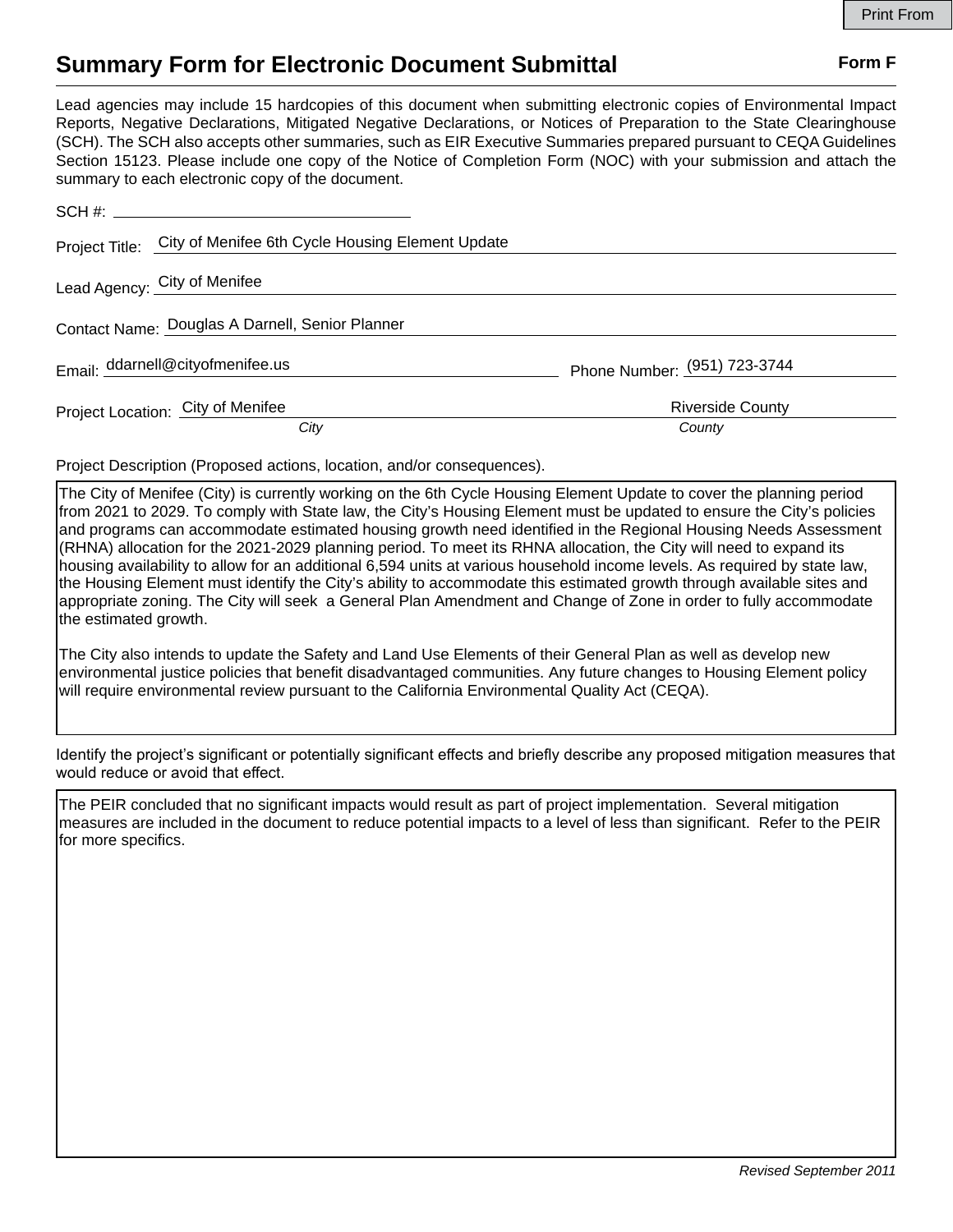Print From

# Summary Form for Electronic Document Submittal

**Form F**

Lead agencies may include 15 hardcopies of this document when submitting electronic copies of Environmental Impact Reports, Negative Declarations, Mitigated Negative Declarations, or Notices of Preparation to the State Clearinghouse (SCH). The SCH also accepts other summaries, such as EIR Executive Summaries prepared pursuant to CEQA Guidelines Section 15123. Please include one copy of the Notice of Completion Form (NOC) with your submission and attach the summary to each electronic copy of the document.

SCH #: ______________________

Project Title: City of Menifee 6th Cycle Housing Element Update

Lead Agency: City of Menifee

Contact Name: Douglas A Darnell, Senior Planner

Email: ddarnell@cityofmenifee.us

Phone Number: (951) 723-3744

Project Location: City of Menifee (*City*) Riverside County (*County*)

Project Description (Proposed actions, location, and/or consequences).

The City of Menifee (City) is currently working on the 6th Cycle Housing Element Update to cover the planning period from 2021 to 2029. To comply with State law, the City's Housing Element must be updated to ensure the City's policies and programs can accommodate estimated housing growth need identified in the Regional Housing Needs Assessment (RHNA) allocation for the 2021-2029 planning period. To meet its RHNA allocation, the City will need to expand its housing availability to allow for an additional 6,594 units at various household income levels. As required by state law, the Housing Element must identify the City's ability to accommodate this estimated growth through available sites and appropriate zoning. The City will seek a General Plan Amendment and Change of Zone in order to fully accommodate the estimated growth.

The City also intends to update the Safety and Land Use Elements of their General Plan as well as develop new environmental justice policies that benefit disadvantaged communities. Any future changes to Housing Element policy will require environmental review pursuant to the California Environmental Quality Act (CEQA).

Identify the project's significant or potentially significant effects and briefly describe any proposed mitigation measures that would reduce or avoid that effect.

The PEIR concluded that no significant impacts would result as part of project implementation. Several mitigation measures are included in the document to reduce potential impacts to a level of less than significant. Refer to the PEIR for more specifics.

*Revised September 2011*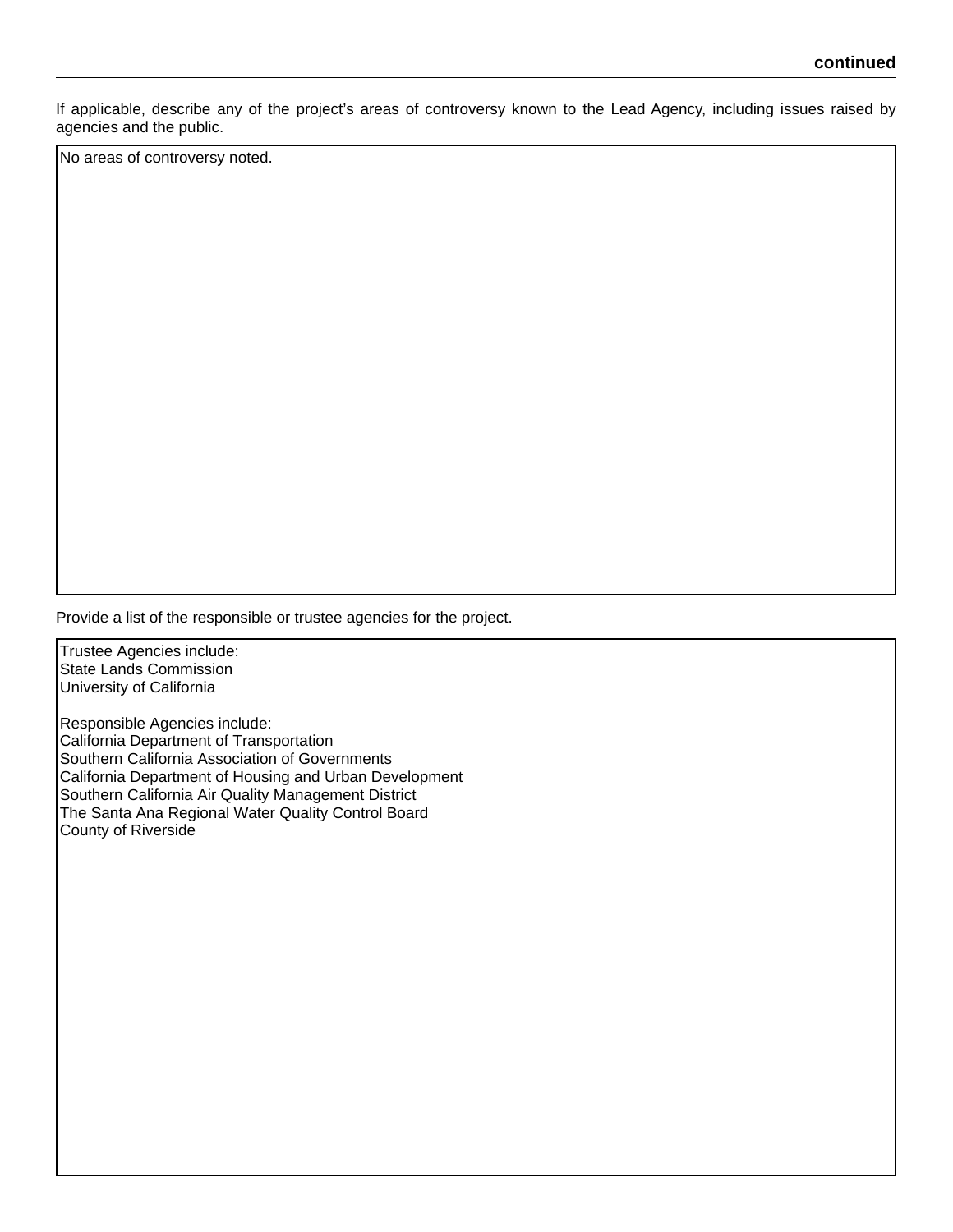**continued**

If applicable, describe any of the project's areas of controversy known to the Lead Agency, including issues raised by agencies and the public.

No areas of controversy noted.

Provide a list of the responsible or trustee agencies for the project.

Trustee Agencies include:
State Lands Commission
University of California

Responsible Agencies include:
California Department of Transportation
Southern California Association of Governments
California Department of Housing and Urban Development
Southern California Air Quality Management District
The Santa Ana Regional Water Quality Control Board
County of Riverside